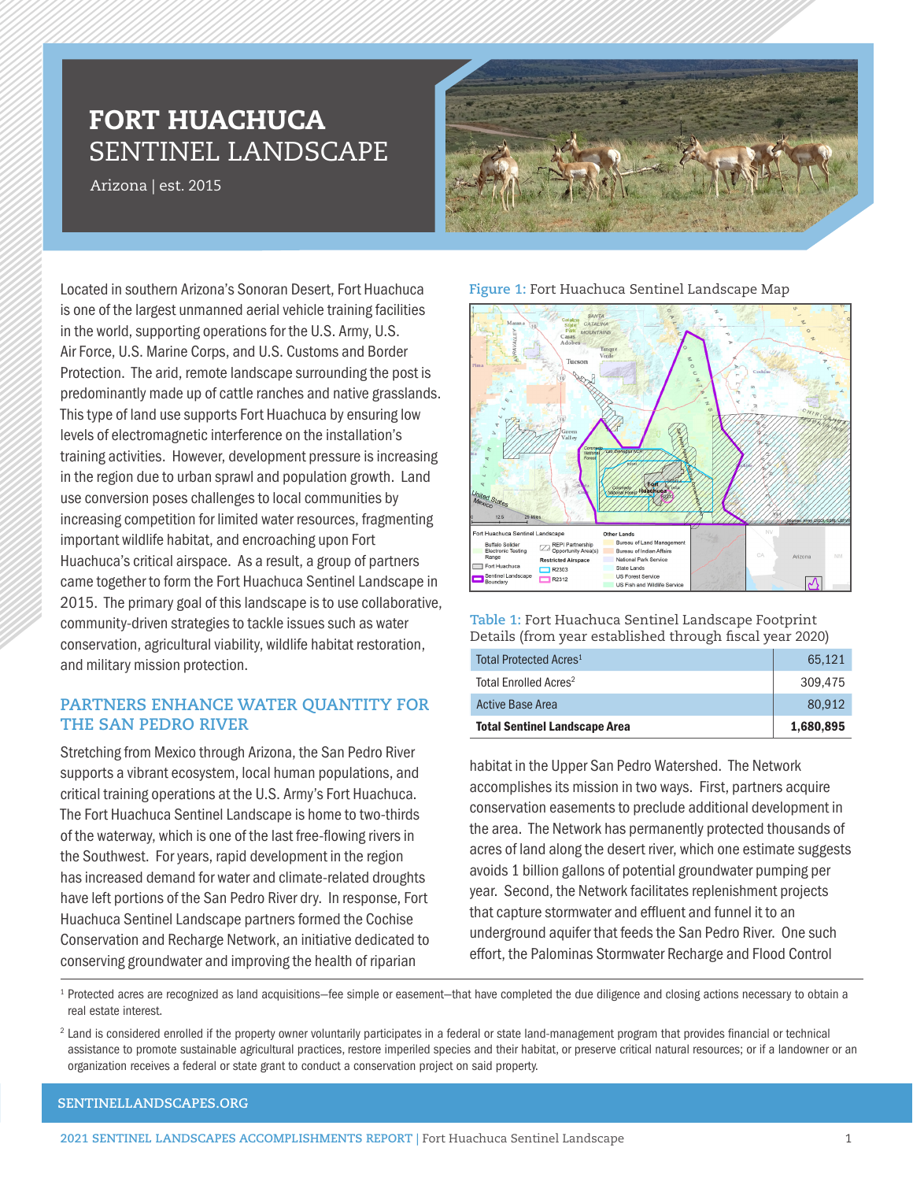# FORT HUACHUCA SENTINEL LANDSCAPE

Arizona | est. 2015

Located in southern Arizona's Sonoran Desert, Fort Huachuca is one of the largest unmanned aerial vehicle training facilities in the world, supporting operations for the U.S. Army, U.S. Air Force, U.S. Marine Corps, and U.S. Customs and Border Protection. The arid, remote landscape surrounding the post is predominantly made up of cattle ranches and native grasslands. This type of land use supports Fort Huachuca by ensuring low levels of electromagnetic interference on the installation's training activities. However, development pressure is increasing in the region due to urban sprawl and population growth. Land use conversion poses challenges to local communities by increasing competition for limited water resources, fragmenting important wildlife habitat, and encroaching upon Fort Huachuca's critical airspace. As a result, a group of partners came together to form the Fort Huachuca Sentinel Landscape in 2015. The primary goal of this landscape is to use collaborative, community-driven strategies to tackle issues such as water conservation, agricultural viability, wildlife habitat restoration, and military mission protection.

**Figure 1:** Fort Huachuca Sentinel Landscape Map

**Table 1:** Fort Huachuca Sentinel Landscape Footprint Details (from year established through fiscal year 2020)

| | |
|---|---|
| Total Protected Acres[1] | 65,121 |
| Total Enrolled Acres[2] | 309,475 |
| Active Base Area | 80,912 |
| **Total Sentinel Landscape Area** | **1,680,895** |

## PARTNERS ENHANCE WATER QUANTITY FOR THE SAN PEDRO RIVER

Stretching from Mexico through Arizona, the San Pedro River supports a vibrant ecosystem, local human populations, and critical training operations at the U.S. Army's Fort Huachuca. The Fort Huachuca Sentinel Landscape is home to two-thirds of the waterway, which is one of the last free-flowing rivers in the Southwest. For years, rapid development in the region has increased demand for water and climate-related droughts have left portions of the San Pedro River dry. In response, Fort Huachuca Sentinel Landscape partners formed the Cochise Conservation and Recharge Network, an initiative dedicated to conserving groundwater and improving the health of riparian habitat in the Upper San Pedro Watershed. The Network accomplishes its mission in two ways. First, partners acquire conservation easements to preclude additional development in the area. The Network has permanently protected thousands of acres of land along the desert river, which one estimate suggests avoids 1 billion gallons of potential groundwater pumping per year. Second, the Network facilitates replenishment projects that capture stormwater and effluent and funnel it to an underground aquifer that feeds the San Pedro River. One such effort, the Palominas Stormwater Recharge and Flood Control

---

[1] Protected acres are recognized as land acquisitions—fee simple or easement—that have completed the due diligence and closing actions necessary to obtain a real estate interest.

[2] Land is considered enrolled if the property owner voluntarily participates in a federal or state land-management program that provides financial or technical assistance to promote sustainable agricultural practices, restore imperiled species and their habitat, or preserve critical natural resources; or if a landowner or an organization receives a federal or state grant to conduct a conservation project on said property.

SENTINELLANDSCAPES.ORG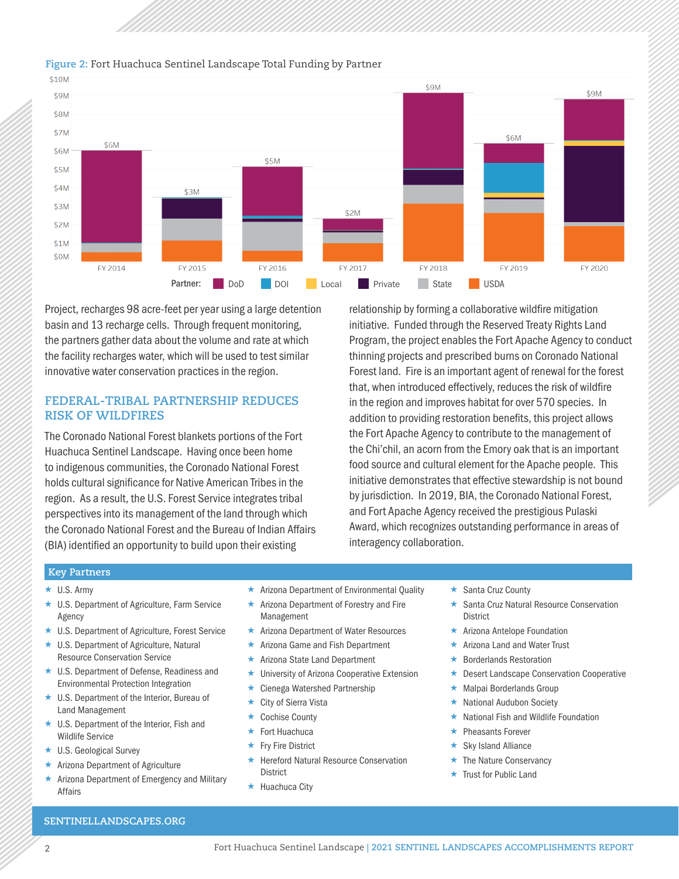**Figure 2:** Fort Huachuca Sentinel Landscape Total Funding by Partner

$10M
$9M
$8M
$7M
$6M
$5M
$4M
$3M
$2M
$1M
$0M

$6M
$3M
$5M
$2M
$9M
$6M
$9M

FY 2014
FY 2015
FY 2016
FY 2017
FY 2018
FY 2019
FY 2020

Partner: DoD DOI Local Private State USDA

Project, recharges 98 acre-feet per year using a large detention basin and 13 recharge cells. Through frequent monitoring, the partners gather data about the volume and rate at which the facility recharges water, which will be used to test similar innovative water conservation practices in the region.

## FEDERAL-TRIBAL PARTNERSHIP REDUCES RISK OF WILDFIRES

The Coronado National Forest blankets portions of the Fort Huachuca Sentinel Landscape. Having once been home to indigenous communities, the Coronado National Forest holds cultural significance for Native American Tribes in the region. As a result, the U.S. Forest Service integrates tribal perspectives into its management of the land through which the Coronado National Forest and the Bureau of Indian Affairs (BIA) identified an opportunity to build upon their existing relationship by forming a collaborative wildfire mitigation initiative. Funded through the Reserved Treaty Rights Land Program, the project enables the Fort Apache Agency to conduct thinning projects and prescribed burns on Coronado National Forest land. Fire is an important agent of renewal for the forest that, when introduced effectively, reduces the risk of wildfire in the region and improves habitat for over 570 species. In addition to providing restoration benefits, this project allows the Fort Apache Agency to contribute to the management of the Chi'chil, an acorn from the Emory oak that is an important food source and cultural element for the Apache people. This initiative demonstrates that effective stewardship is not bound by jurisdiction. In 2019, BIA, the Coronado National Forest, and Fort Apache Agency received the prestigious Pulaski Award, which recognizes outstanding performance in areas of interagency collaboration.

## Key Partners

- U.S. Army
- U.S. Department of Agriculture, Farm Service Agency
- U.S. Department of Agriculture, Forest Service
- U.S. Department of Agriculture, Natural Resource Conservation Service
- U.S. Department of Defense, Readiness and Environmental Protection Integration
- U.S. Department of the Interior, Bureau of Land Management
- U.S. Department of the Interior, Fish and Wildlife Service
- U.S. Geological Survey
- Arizona Department of Agriculture
- Arizona Department of Emergency and Military Affairs
- Arizona Department of Environmental Quality
- Arizona Department of Forestry and Fire Management
- Arizona Department of Water Resources
- Arizona Game and Fish Department
- Arizona State Land Department
- University of Arizona Cooperative Extension
- Cienega Watershed Partnership
- City of Sierra Vista
- Cochise County
- Fort Huachuca
- Fry Fire District
- Hereford Natural Resource Conservation District
- Huachuca City
- Santa Cruz County
- Santa Cruz Natural Resource Conservation District
- Arizona Antelope Foundation
- Arizona Land and Water Trust
- Borderlands Restoration
- Desert Landscape Conservation Cooperative
- Malpai Borderlands Group
- National Audubon Society
- National Fish and Wildlife Foundation
- Pheasants Forever
- Sky Island Alliance
- The Nature Conservancy
- Trust for Public Land

SENTINELLANDSCAPES.ORG